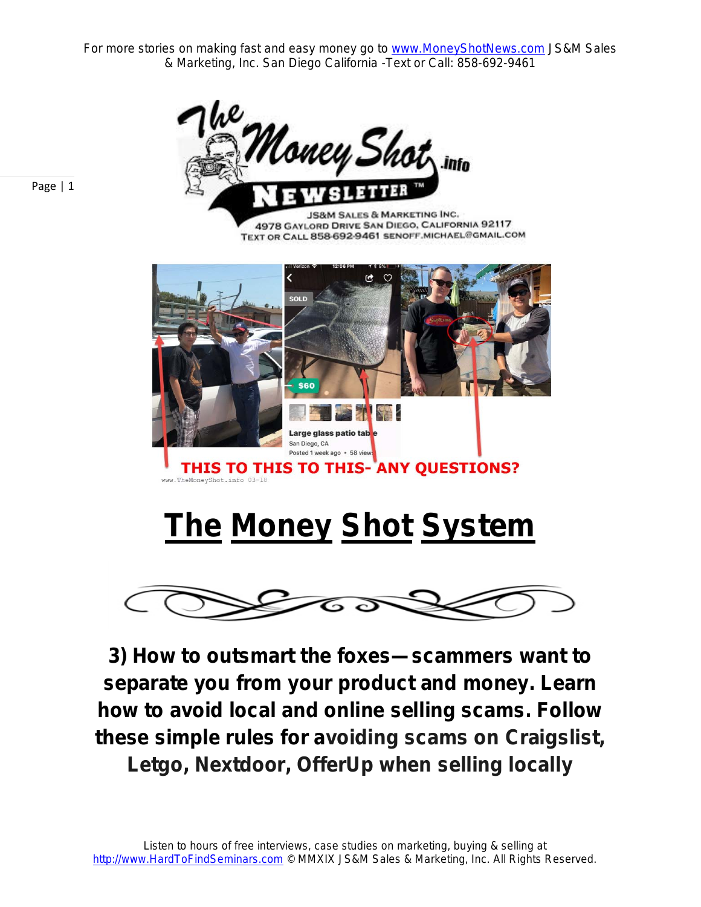# The Money Shot System

**3) How to outsmart the foxes—scammers want to separate you from your product and money. Learn how to avoid local and online selling scams. Follow these simple rules for avoiding scams on Craigslist, Letgo, Nextdoor, OfferUp when selling locally**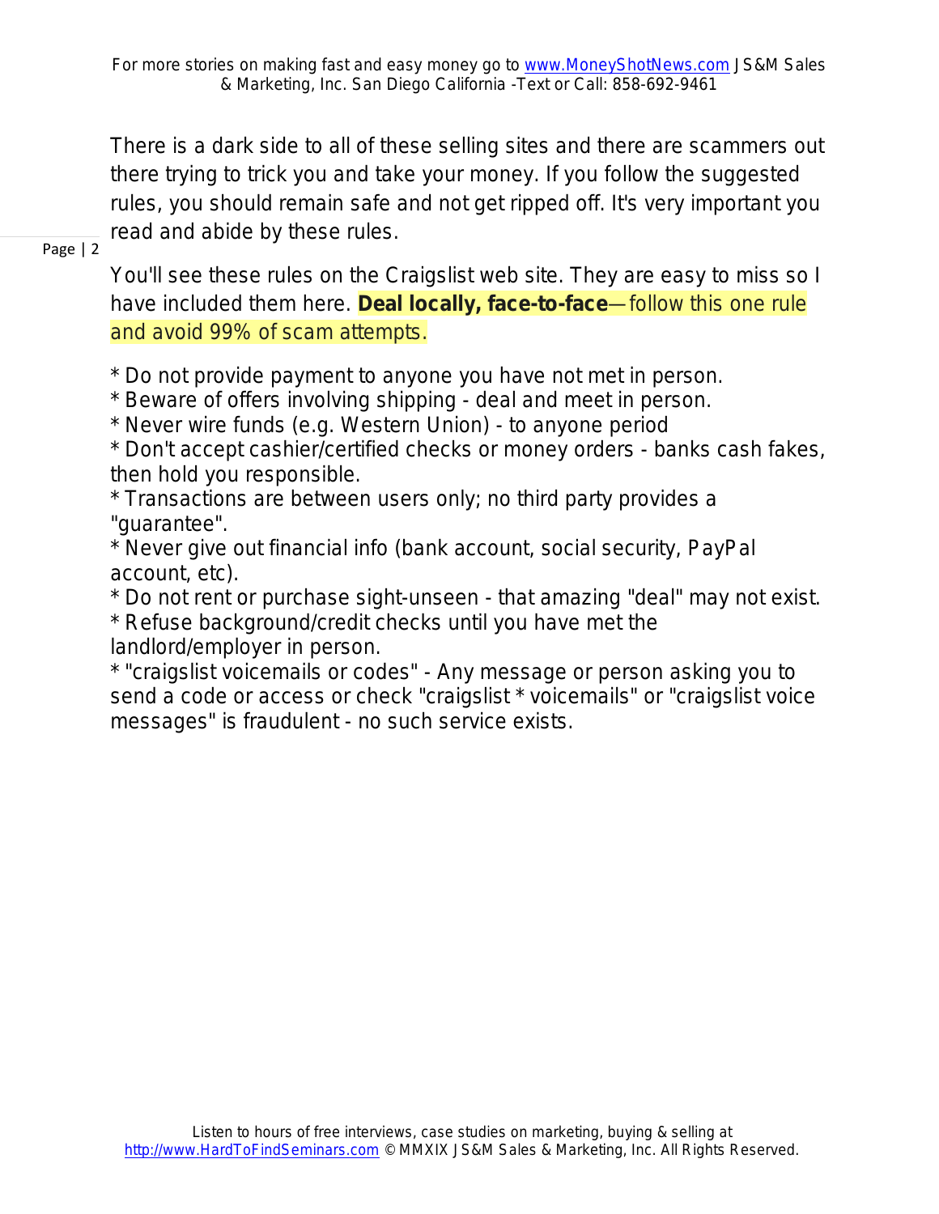There is a dark side to all of these selling sites and there are scammers out there trying to trick you and take your money. If you follow the suggested rules, you should remain safe and not get ripped off. It's very important you read and abide by these rules.

You'll see these rules on the Craigslist web site. They are easy to miss so I have included them here. **Deal locally, face-to-face**—follow this one rule and avoid 99% of scam attempts.

* Do not provide payment to anyone you have not met in person.
* Beware of offers involving shipping - deal and meet in person.
* Never wire funds (e.g. Western Union) - to anyone period
* Don't accept cashier/certified checks or money orders - banks cash fakes, then hold you responsible.
* Transactions are between users only; no third party provides a "guarantee".
* Never give out financial info (bank account, social security, PayPal account, etc).
* Do not rent or purchase sight-unseen - that amazing "deal" may not exist.
* Refuse background/credit checks until you have met the landlord/employer in person.
* "craigslist voicemails or codes" - Any message or person asking you to send a code or access or check "craigslist * voicemails" or "craigslist voice messages" is fraudulent - no such service exists.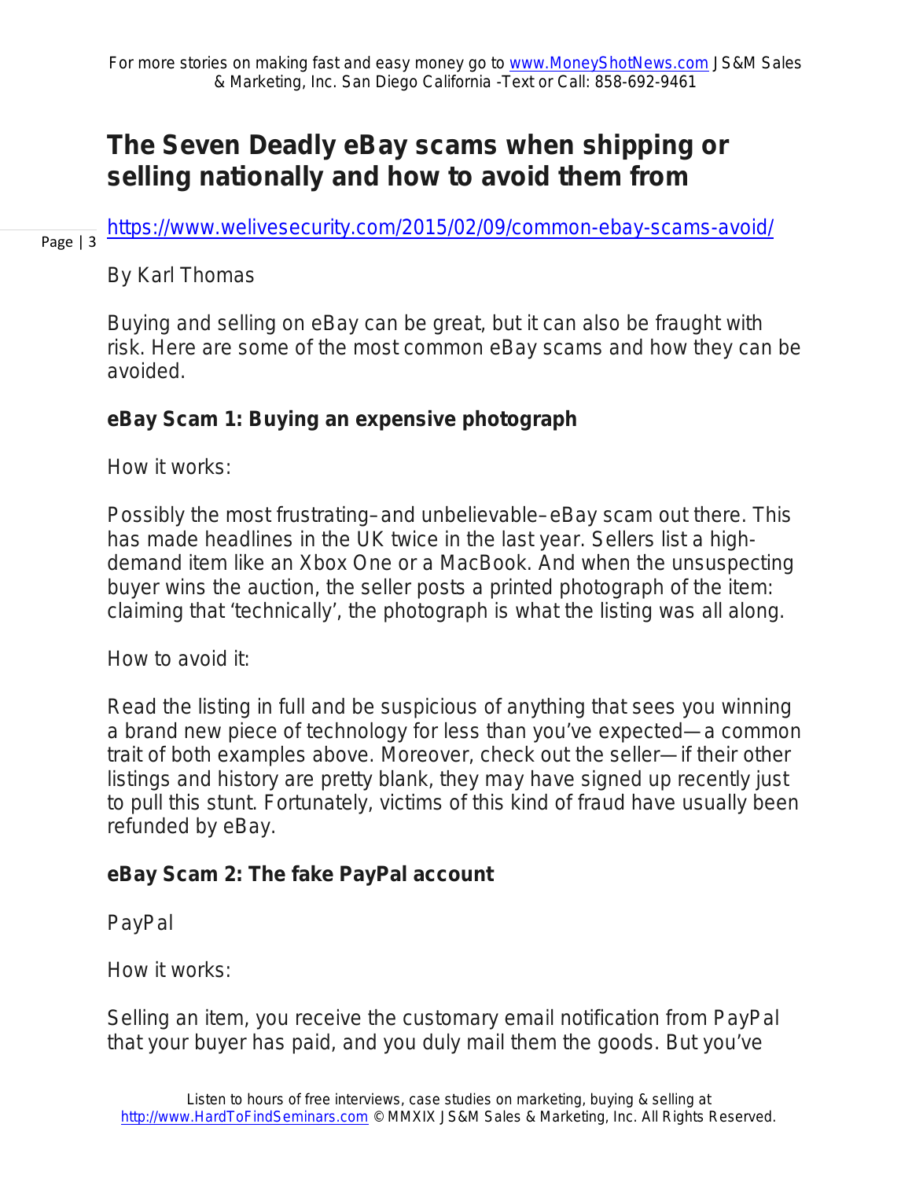# The Seven Deadly eBay scams when shipping or selling nationally and how to avoid them from

https://www.welivesecurity.com/2015/02/09/common-ebay-scams-avoid/

By Karl Thomas

Buying and selling on eBay can be great, but it can also be fraught with risk. Here are some of the most common eBay scams and how they can be avoided.

**eBay Scam 1: Buying an expensive photograph**

How it works:

Possibly the most frustrating–and unbelievable–eBay scam out there. This has made headlines in the UK twice in the last year. Sellers list a high-demand item like an Xbox One or a MacBook. And when the unsuspecting buyer wins the auction, the seller posts a printed photograph of the item: claiming that 'technically', the photograph is what the listing was all along.

How to avoid it:

Read the listing in full and be suspicious of anything that sees you winning a brand new piece of technology for less than you've expected—a common trait of both examples above. Moreover, check out the seller—if their other listings and history are pretty blank, they may have signed up recently just to pull this stunt. Fortunately, victims of this kind of fraud have usually been refunded by eBay.

**eBay Scam 2: The fake PayPal account**

PayPal

How it works:

Selling an item, you receive the customary email notification from PayPal that your buyer has paid, and you duly mail them the goods. But you've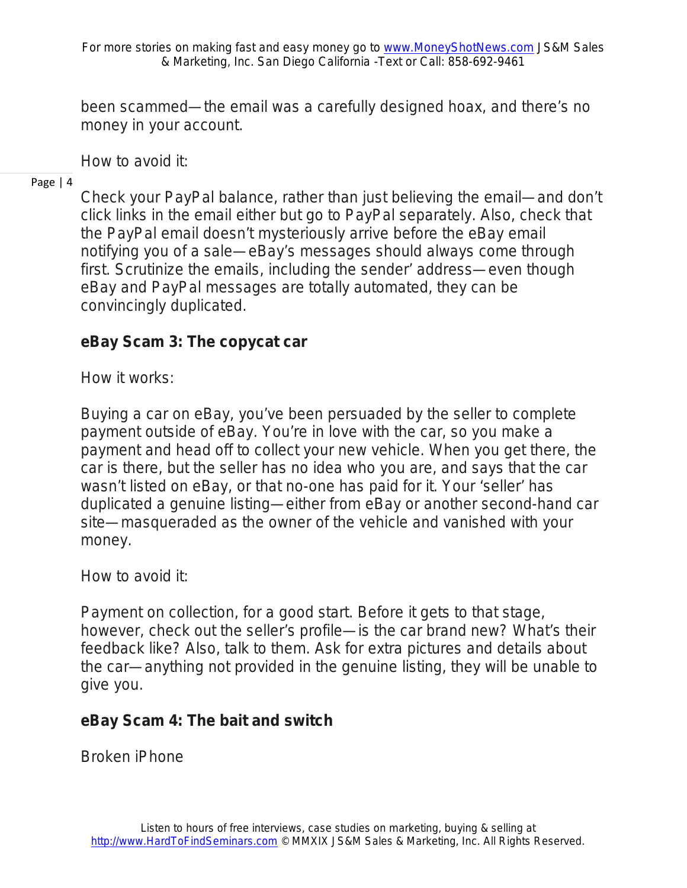been scammed—the email was a carefully designed hoax, and there's no money in your account.

How to avoid it:

Check your PayPal balance, rather than just believing the email—and don't click links in the email either but go to PayPal separately. Also, check that the PayPal email doesn't mysteriously arrive before the eBay email notifying you of a sale—eBay's messages should always come through first. Scrutinize the emails, including the sender' address—even though eBay and PayPal messages are totally automated, they can be convincingly duplicated.

**eBay Scam 3: The copycat car**

How it works:

Buying a car on eBay, you've been persuaded by the seller to complete payment outside of eBay. You're in love with the car, so you make a payment and head off to collect your new vehicle. When you get there, the car is there, but the seller has no idea who you are, and says that the car wasn't listed on eBay, or that no-one has paid for it. Your 'seller' has duplicated a genuine listing—either from eBay or another second-hand car site—masqueraded as the owner of the vehicle and vanished with your money.

How to avoid it:

Payment on collection, for a good start. Before it gets to that stage, however, check out the seller's profile—is the car brand new? What's their feedback like? Also, talk to them. Ask for extra pictures and details about the car—anything not provided in the genuine listing, they will be unable to give you.

**eBay Scam 4: The bait and switch**

Broken iPhone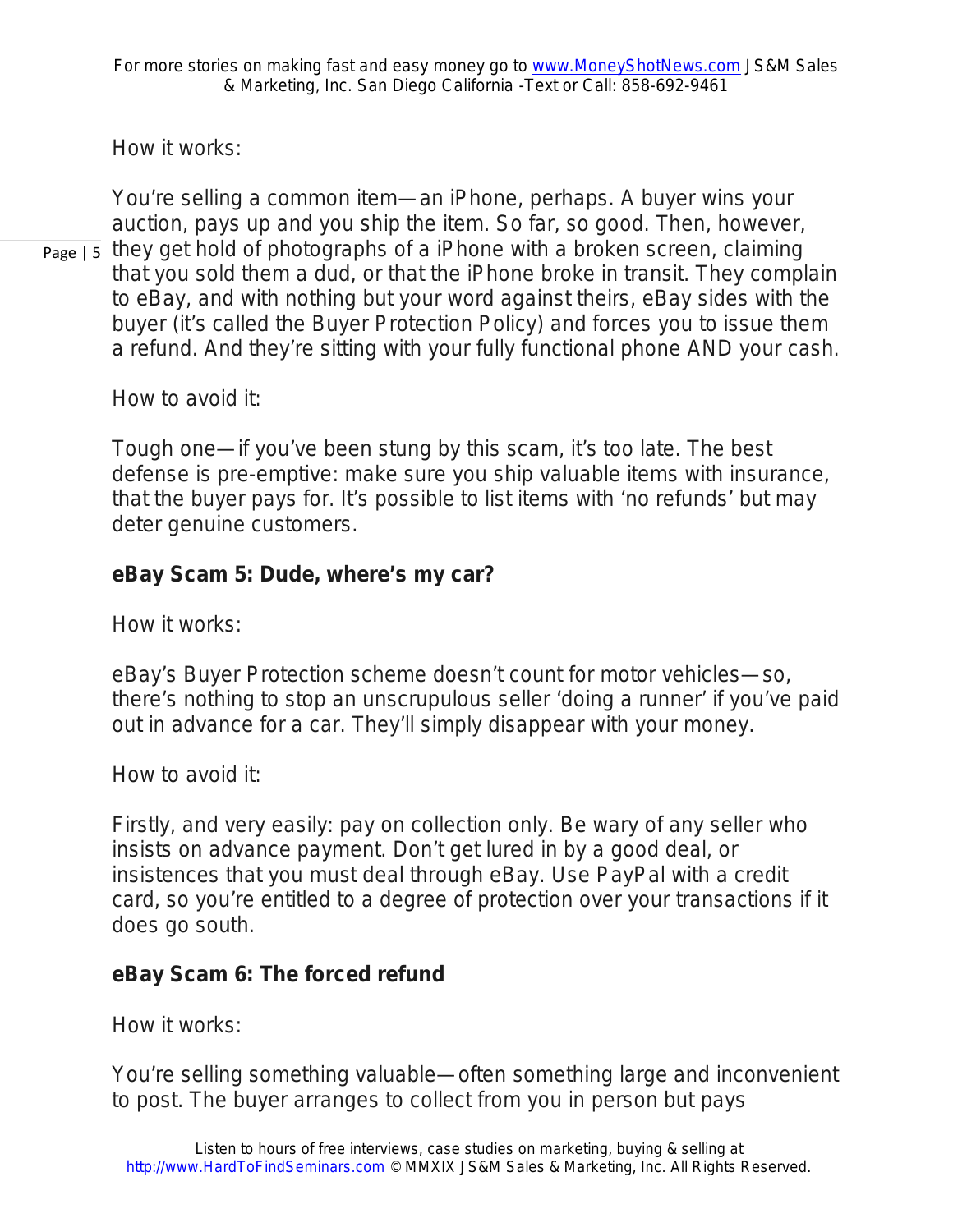How it works:

You're selling a common item—an iPhone, perhaps. A buyer wins your auction, pays up and you ship the item. So far, so good. Then, however, they get hold of photographs of a iPhone with a broken screen, claiming that you sold them a dud, or that the iPhone broke in transit. They complain to eBay, and with nothing but your word against theirs, eBay sides with the buyer (it's called the Buyer Protection Policy) and forces you to issue them a refund. And they're sitting with your fully functional phone AND your cash.

How to avoid it:

Tough one—if you've been stung by this scam, it's too late. The best defense is pre-emptive: make sure you ship valuable items with insurance, that the buyer pays for. It's possible to list items with 'no refunds' but may deter genuine customers.

**eBay Scam 5: Dude, where's my car?**

How it works:

eBay's Buyer Protection scheme doesn't count for motor vehicles—so, there's nothing to stop an unscrupulous seller 'doing a runner' if you've paid out in advance for a car. They'll simply disappear with your money.

How to avoid it:

Firstly, and very easily: pay on collection only. Be wary of any seller who insists on advance payment. Don't get lured in by a good deal, or insistences that you must deal through eBay. Use PayPal with a credit card, so you're entitled to a degree of protection over your transactions if it does go south.

**eBay Scam 6: The forced refund**

How it works:

You're selling something valuable—often something large and inconvenient to post. The buyer arranges to collect from you in person but pays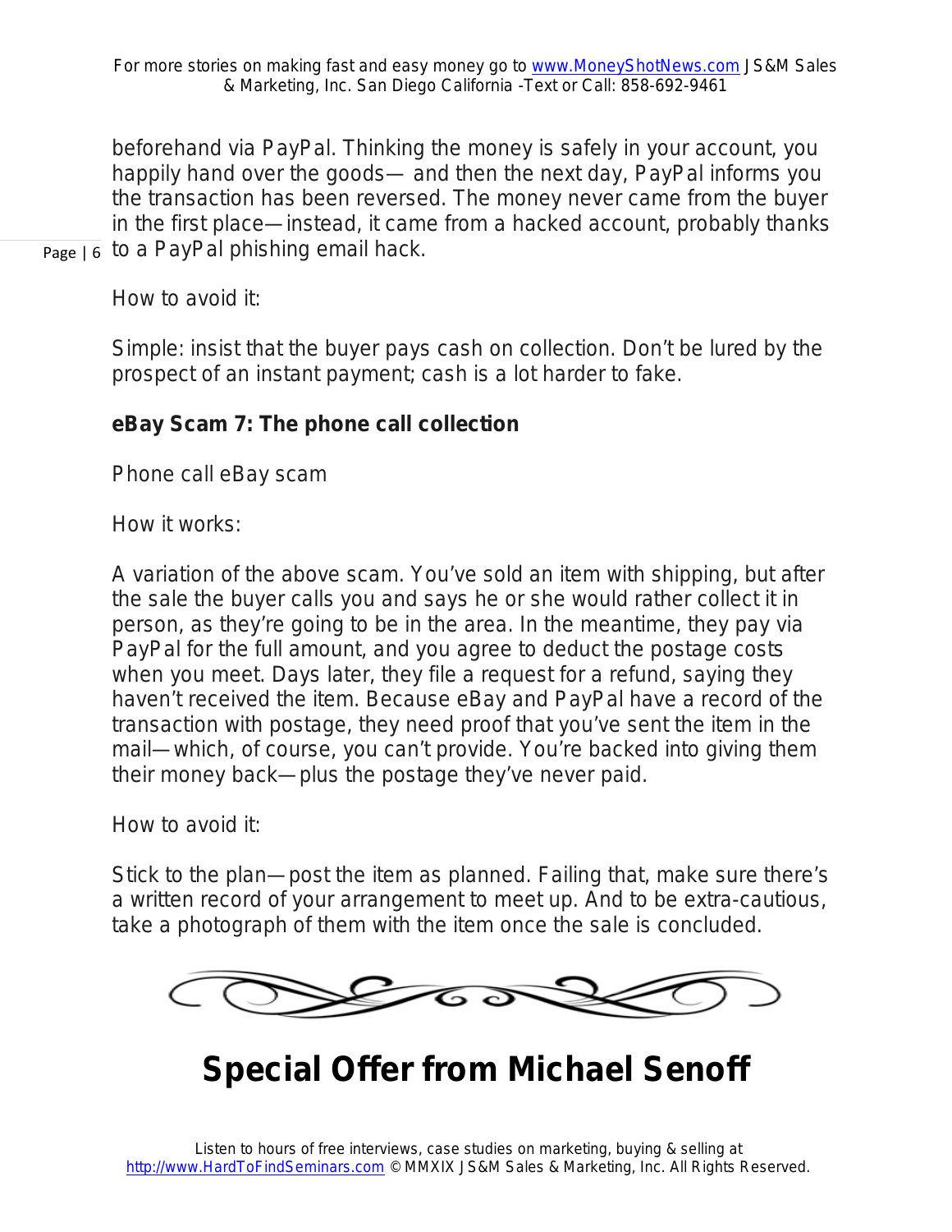beforehand via PayPal. Thinking the money is safely in your account, you happily hand over the goods— and then the next day, PayPal informs you the transaction has been reversed. The money never came from the buyer in the first place—instead, it came from a hacked account, probably thanks to a PayPal phishing email hack.

How to avoid it:

Simple: insist that the buyer pays cash on collection. Don't be lured by the prospect of an instant payment; cash is a lot harder to fake.

**eBay Scam 7: The phone call collection**

Phone call eBay scam

How it works:

A variation of the above scam. You've sold an item with shipping, but after the sale the buyer calls you and says he or she would rather collect it in person, as they're going to be in the area. In the meantime, they pay via PayPal for the full amount, and you agree to deduct the postage costs when you meet. Days later, they file a request for a refund, saying they haven't received the item. Because eBay and PayPal have a record of the transaction with postage, they need proof that you've sent the item in the mail—which, of course, you can't provide. You're backed into giving them their money back—plus the postage they've never paid.

How to avoid it:

Stick to the plan—post the item as planned. Failing that, make sure there's a written record of your arrangement to meet up. And to be extra-cautious, take a photograph of them with the item once the sale is concluded.

# Special Offer from Michael Senoff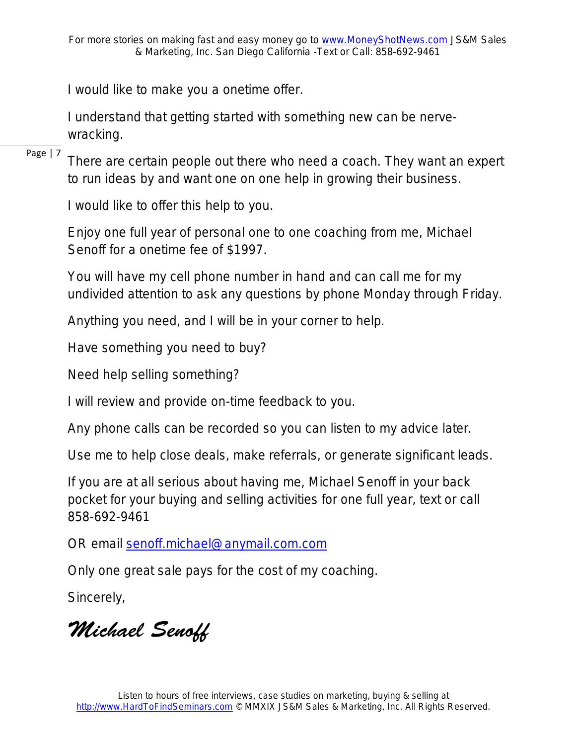I would like to make you a onetime offer.

I understand that getting started with something new can be nerve-wracking.

There are certain people out there who need a coach. They want an expert to run ideas by and want one on one help in growing their business.

I would like to offer this help to you.

Enjoy one full year of personal one to one coaching from me, Michael Senoff for a onetime fee of $1997.

You will have my cell phone number in hand and can call me for my undivided attention to ask any questions by phone Monday through Friday.

Anything you need, and I will be in your corner to help.

Have something you need to buy?

Need help selling something?

I will review and provide on-time feedback to you.

Any phone calls can be recorded so you can listen to my advice later.

Use me to help close deals, make referrals, or generate significant leads.

If you are at all serious about having me, Michael Senoff in your back pocket for your buying and selling activities for one full year, text or call 858-692-9461

OR email senoff.michael@anymail.com.com

Only one great sale pays for the cost of my coaching.

Sincerely,

*Michael Senoff*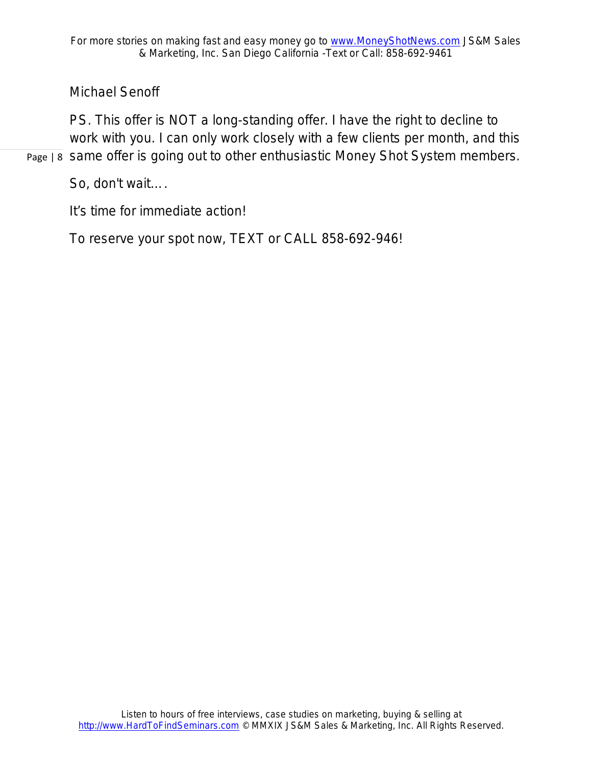Michael Senoff

PS. This offer is NOT a long-standing offer. I have the right to decline to work with you. I can only work closely with a few clients per month, and this same offer is going out to other enthusiastic Money Shot System members.

So, don't wait….

It's time for immediate action!

To reserve your spot now, TEXT or CALL 858-692-946!